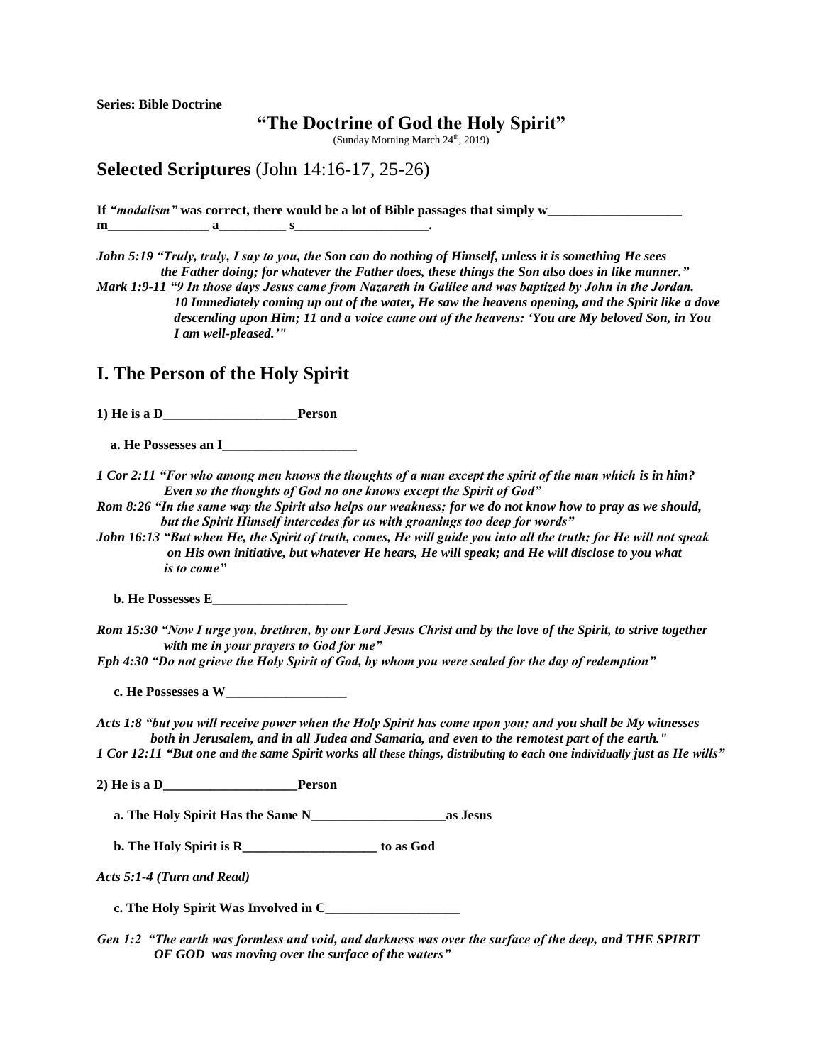**Series: Bible Doctrine**

# "The Doctrine of God the Holy Spirit"

(Sunday Morning March 24th, 2019)

## Selected Scriptures (John 14:16-17, 25-26)

**If *"modalism"* was correct, there would be a lot of Bible passages that simply w____________________ m_______________ a__________ s____________________.**

***John 5:19 "Truly, truly, I say to you, the Son can do nothing of Himself, unless it is something He sees the Father doing; for whatever the Father does, these things the Son also does in like manner."***

***Mark 1:9-11 "9 In those days Jesus came from Nazareth in Galilee and was baptized by John in the Jordan. 10 Immediately coming up out of the water, He saw the heavens opening, and the Spirit like a dove descending upon Him; 11 and a voice came out of the heavens: 'You are My beloved Son, in You I am well-pleased.'"***

## I. The Person of the Holy Spirit

**1) He is a D____________________Person**

**a. He Possesses an I____________________**

***1 Cor 2:11 "For who among men knows the thoughts of a man except the spirit of the man which is in him? Even so the thoughts of God no one knows except the Spirit of God"***

***Rom 8:26 "In the same way the Spirit also helps our weakness; for we do not know how to pray as we should, but the Spirit Himself intercedes for us with groanings too deep for words"***

***John 16:13 "But when He, the Spirit of truth, comes, He will guide you into all the truth; for He will not speak on His own initiative, but whatever He hears, He will speak; and He will disclose to you what is to come"***

**b. He Possesses E____________________**

***Rom 15:30 "Now I urge you, brethren, by our Lord Jesus Christ and by the love of the Spirit, to strive together with me in your prayers to God for me"***

***Eph 4:30 "Do not grieve the Holy Spirit of God, by whom you were sealed for the day of redemption"***

**c. He Possesses a W__________________**

***Acts 1:8 "but you will receive power when the Holy Spirit has come upon you; and you shall be My witnesses both in Jerusalem, and in all Judea and Samaria, and even to the remotest part of the earth."***

***1 Cor 12:11 "But one and the same Spirit works all these things, distributing to each one individually just as He wills"***

**2) He is a D____________________Person**

**a. The Holy Spirit Has the Same N____________________as Jesus**

**b. The Holy Spirit is R____________________ to as God**

***Acts 5:1-4 (Turn and Read)***

**c. The Holy Spirit Was Involved in C____________________**

***Gen 1:2 "The earth was formless and void, and darkness was over the surface of the deep, and THE SPIRIT OF GOD was moving over the surface of the waters"***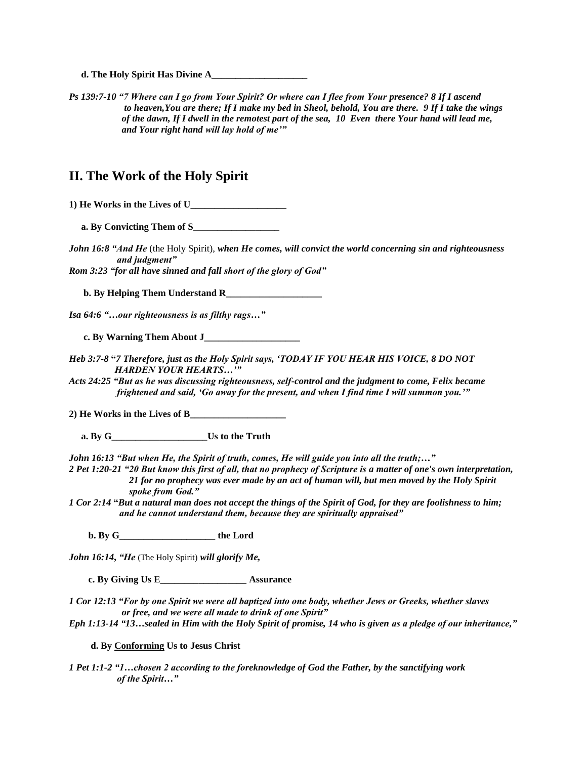**d. The Holy Spirit Has Divine A____________________**

***Ps 139:7-10 "7 Where can I go from Your Spirit? Or where can I flee from Your presence? 8 If I ascend to heaven,You are there; If I make my bed in Sheol, behold, You are there. 9 If I take the wings of the dawn, If I dwell in the remotest part of the sea, 10 Even there Your hand will lead me, and Your right hand will lay hold of me'"***

## II. The Work of the Holy Spirit

**1) He Works in the Lives of U____________________**

**a. By Convicting Them of S__________________**

***John 16:8 "And He*** (the Holy Spirit), ***when He comes, will convict the world concerning sin and righteousness and judgment"***
***Rom 3:23 "for all have sinned and fall short of the glory of God"***

**b. By Helping Them Understand R____________________**

***Isa 64:6 "…our righteousness is as filthy rags…"***

**c. By Warning Them About J____________________**

***Heb 3:7-8 "7 Therefore, just as the Holy Spirit says, 'TODAY IF YOU HEAR HIS VOICE, 8 DO NOT HARDEN YOUR HEARTS…'"***
***Acts 24:25 "But as he was discussing righteousness, self-control and the judgment to come, Felix became frightened and said, 'Go away for the present, and when I find time I will summon you.'"***

**2) He Works in the Lives of B____________________**

**a. By G____________________Us to the Truth**

***John 16:13 "But when He, the Spirit of truth, comes, He will guide you into all the truth;…"***
***2 Pet 1:20-21 "20 But know this first of all, that no prophecy of Scripture is a matter of one's own interpretation, 21 for no prophecy was ever made by an act of human will, but men moved by the Holy Spirit spoke from God."***
***1 Cor 2:14 "But a natural man does not accept the things of the Spirit of God, for they are foolishness to him; and he cannot understand them, because they are spiritually appraised"***

**b. By G____________________ the Lord**

***John 16:14, "He*** (The Holy Spirit) ***will glorify Me,***

**c. By Giving Us E__________________ Assurance**

***1 Cor 12:13 "For by one Spirit we were all baptized into one body, whether Jews or Greeks, whether slaves or free, and we were all made to drink of one Spirit"***
***Eph 1:13-14 "13…sealed in Him with the Holy Spirit of promise, 14 who is given as a pledge of our inheritance,"***

**d. By <u>Conforming</u> Us to Jesus Christ**

***1 Pet 1:1-2 "1…chosen 2 according to the foreknowledge of God the Father, by the sanctifying work of the Spirit…"***